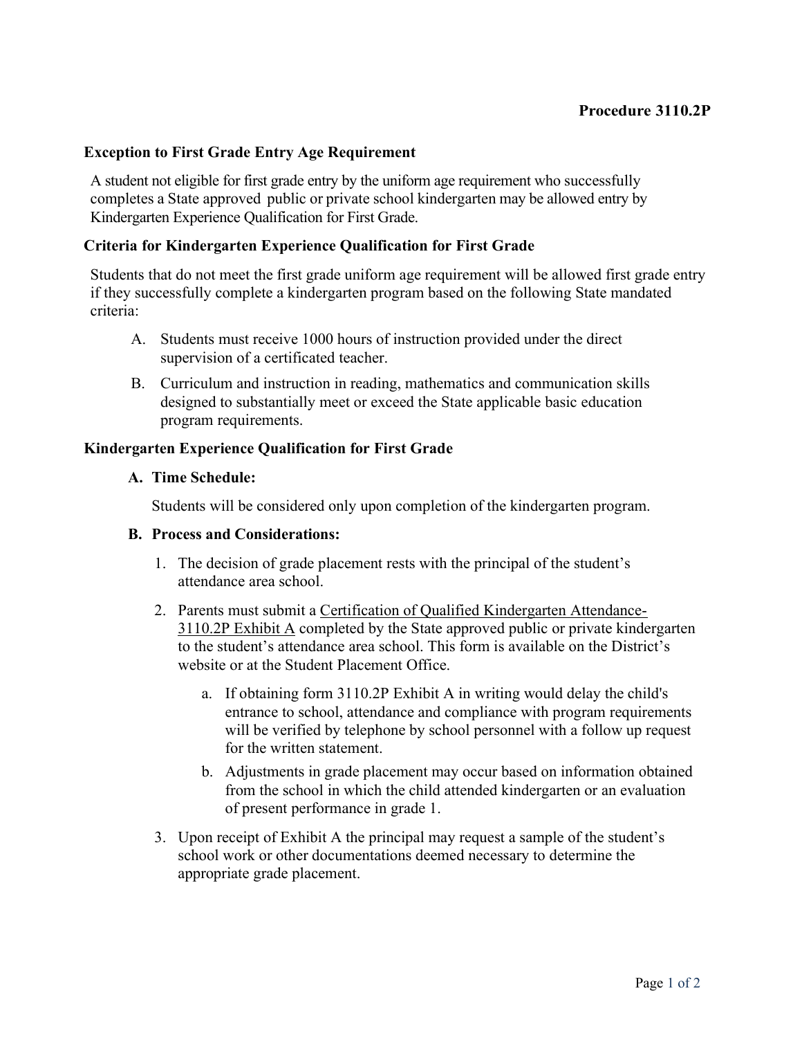**Procedure 3110.2P**

## Exception to First Grade Entry Age Requirement

A student not eligible for first grade entry by the uniform age requirement who successfully completes a State approved public or private school kindergarten may be allowed entry by Kindergarten Experience Qualification for First Grade.

## Criteria for Kindergarten Experience Qualification for First Grade

Students that do not meet the first grade uniform age requirement will be allowed first grade entry if they successfully complete a kindergarten program based on the following State mandated criteria:

A. Students must receive 1000 hours of instruction provided under the direct supervision of a certificated teacher.

B. Curriculum and instruction in reading, mathematics and communication skills designed to substantially meet or exceed the State applicable basic education program requirements.

## Kindergarten Experience Qualification for First Grade

### A. Time Schedule:

Students will be considered only upon completion of the kindergarten program.

### B. Process and Considerations:

1. The decision of grade placement rests with the principal of the student's attendance area school.
2. Parents must submit a Certification of Qualified Kindergarten Attendance-3110.2P Exhibit A completed by the State approved public or private kindergarten to the student's attendance area school. This form is available on the District's website or at the Student Placement Office.
    a. If obtaining form 3110.2P Exhibit A in writing would delay the child's entrance to school, attendance and compliance with program requirements will be verified by telephone by school personnel with a follow up request for the written statement.
    b. Adjustments in grade placement may occur based on information obtained from the school in which the child attended kindergarten or an evaluation of present performance in grade 1.
3. Upon receipt of Exhibit A the principal may request a sample of the student's school work or other documentations deemed necessary to determine the appropriate grade placement.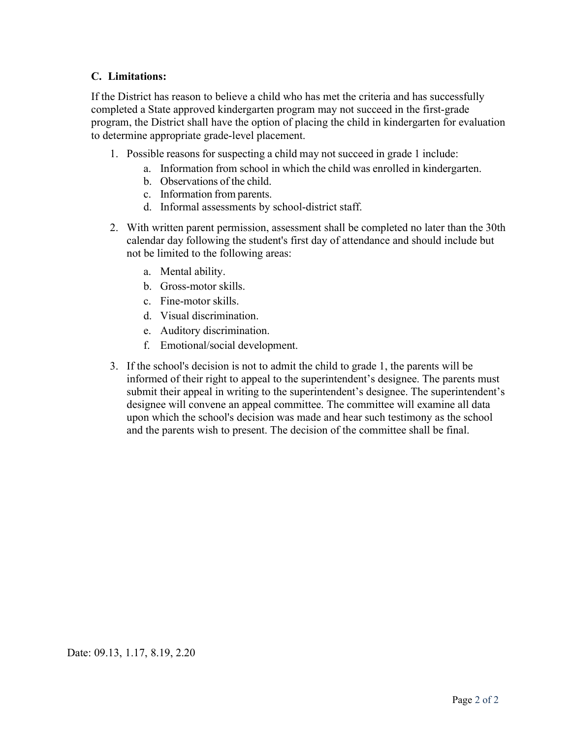### C. Limitations:

If the District has reason to believe a child who has met the criteria and has successfully completed a State approved kindergarten program may not succeed in the first-grade program, the District shall have the option of placing the child in kindergarten for evaluation to determine appropriate grade-level placement.

1. Possible reasons for suspecting a child may not succeed in grade 1 include:
   a. Information from school in which the child was enrolled in kindergarten.
   b. Observations of the child.
   c. Information from parents.
   d. Informal assessments by school-district staff.

2. With written parent permission, assessment shall be completed no later than the 30th calendar day following the student's first day of attendance and should include but not be limited to the following areas:

   a. Mental ability.
   b. Gross-motor skills.
   c. Fine-motor skills.
   d. Visual discrimination.
   e. Auditory discrimination.
   f. Emotional/social development.

3. If the school's decision is not to admit the child to grade 1, the parents will be informed of their right to appeal to the superintendent's designee. The parents must submit their appeal in writing to the superintendent's designee. The superintendent's designee will convene an appeal committee. The committee will examine all data upon which the school's decision was made and hear such testimony as the school and the parents wish to present. The decision of the committee shall be final.

Date: 09.13, 1.17, 8.19, 2.20